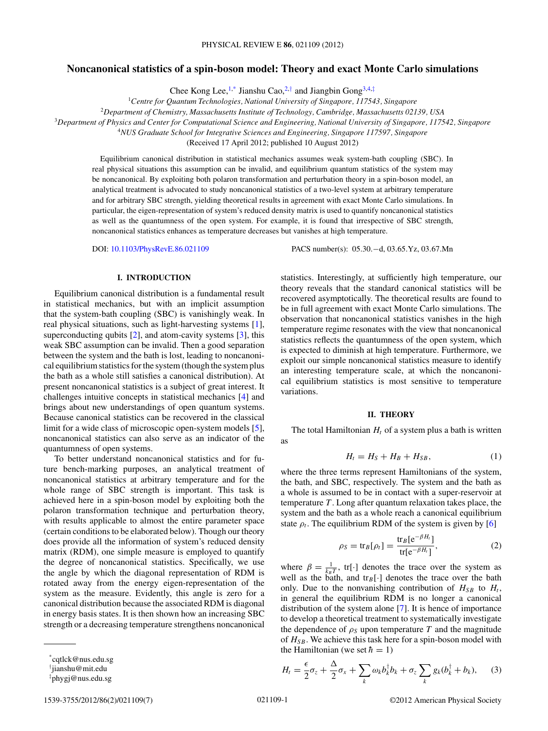# Noncanonical statistics of a spin-boson model: Theory and exact Monte Carlo simulations

Chee Kong Lee,[1,*] Jianshu Cao,[2,†] and Jiangbin Gong[3,4,‡]

[1]Centre for Quantum Technologies, National University of Singapore, 117543, Singapore

[2]Department of Chemistry, Massachusetts Institute of Technology, Cambridge, Massachusetts 02139, USA

[3]Department of Physics and Center for Computational Science and Engineering, National University of Singapore, 117542, Singapore

[4]NUS Graduate School for Integrative Sciences and Engineering, Singapore 117597, Singapore

(Received 17 April 2012; published 10 August 2012)

Equilibrium canonical distribution in statistical mechanics assumes weak system-bath coupling (SBC). In real physical situations this assumption can be invalid, and equilibrium quantum statistics of the system may be noncanonical. By exploiting both polaron transformation and perturbation theory in a spin-boson model, an analytical treatment is advocated to study noncanonical statistics of a two-level system at arbitrary temperature and for arbitrary SBC strength, yielding theoretical results in agreement with exact Monte Carlo simulations. In particular, the eigen-representation of system's reduced density matrix is used to quantify noncanonical statistics as well as the quantumness of the open system. For example, it is found that irrespective of SBC strength, noncanonical statistics enhances as temperature decreases but vanishes at high temperature.

DOI: 10.1103/PhysRevE.86.021109 PACS number(s): 05.30.−d, 03.65.Yz, 03.67.Mn

## I. INTRODUCTION

Equilibrium canonical distribution is a fundamental result in statistical mechanics, but with an implicit assumption that the system-bath coupling (SBC) is vanishingly weak. In real physical situations, such as light-harvesting systems [1], superconducting qubits [2], and atom-cavity systems [3], this weak SBC assumption can be invalid. Then a good separation between the system and the bath is lost, leading to noncanonical equilibrium statistics for the system (though the system plus the bath as a whole still satisfies a canonical distribution). At present noncanonical statistics is a subject of great interest. It challenges intuitive concepts in statistical mechanics [4] and brings about new understandings of open quantum systems. Because canonical statistics can be recovered in the classical limit for a wide class of microscopic open-system models [5], noncanonical statistics can also serve as an indicator of the quantumness of open systems.

To better understand noncanonical statistics and for future bench-marking purposes, an analytical treatment of noncanonical statistics at arbitrary temperature and for the whole range of SBC strength is important. This task is achieved here in a spin-boson model by exploiting both the polaron transformation technique and perturbation theory, with results applicable to almost the entire parameter space (certain conditions to be elaborated below). Though our theory does provide all the information of system's reduced density matrix (RDM), one simple measure is employed to quantify the degree of noncanonical statistics. Specifically, we use the angle by which the diagonal representation of RDM is rotated away from the energy eigen-representation of the system as the measure. Evidently, this angle is zero for a canonical distribution because the associated RDM is diagonal in energy basis states. It is then shown how an increasing SBC strength or a decreasing temperature strengthens noncanonical statistics. Interestingly, at sufficiently high temperature, our theory reveals that the standard canonical statistics will be recovered asymptotically. The theoretical results are found to be in full agreement with exact Monte Carlo simulations. The observation that noncanonical statistics vanishes in the high temperature regime resonates with the view that noncanonical statistics reflects the quantumness of the open system, which is expected to diminish at high temperature. Furthermore, we exploit our simple noncanonical statistics measure to identify an interesting temperature scale, at which the noncanonical equilibrium statistics is most sensitive to temperature variations.

## II. THEORY

The total Hamiltonian $H_t$ of a system plus a bath is written as

$$H_t = H_S + H_B + H_{SB}, \tag{1}$$

where the three terms represent Hamiltonians of the system, the bath, and SBC, respectively. The system and the bath as a whole is assumed to be in contact with a super-reservoir at temperature $T$. Long after quantum relaxation takes place, the system and the bath as a whole reach a canonical equilibrium state $\rho_t$. The equilibrium RDM of the system is given by [6]

$$\rho_S = \mathrm{tr}_B[\rho_t] = \frac{\mathrm{tr}_B[\mathrm{e}^{-\beta H_t}]}{\mathrm{tr}[\mathrm{e}^{-\beta H_t}]}, \tag{2}$$

where $\beta = \frac{1}{k_B T}$, tr[·] denotes the trace over the system as well as the bath, and $\mathrm{tr}_B[\cdot]$ denotes the trace over the bath only. Due to the nonvanishing contribution of $H_{SB}$ to $H_t$, in general the equilibrium RDM is no longer a canonical distribution of the system alone [7]. It is hence of importance to develop a theoretical treatment to systematically investigate the dependence of $\rho_S$ upon temperature $T$ and the magnitude of $H_{SB}$. We achieve this task here for a spin-boson model with the Hamiltonian (we set $\hbar = 1$)

$$H_t = \frac{\epsilon}{2}\sigma_z + \frac{\Delta}{2}\sigma_x + \sum_k \omega_k b_k^\dagger b_k + \sigma_z \sum_k g_k (b_k^\dagger + b_k), \tag{3}$$

*cqtlck@nus.edu.sg

†jianshu@mit.edu

‡phygj@nus.edu.sg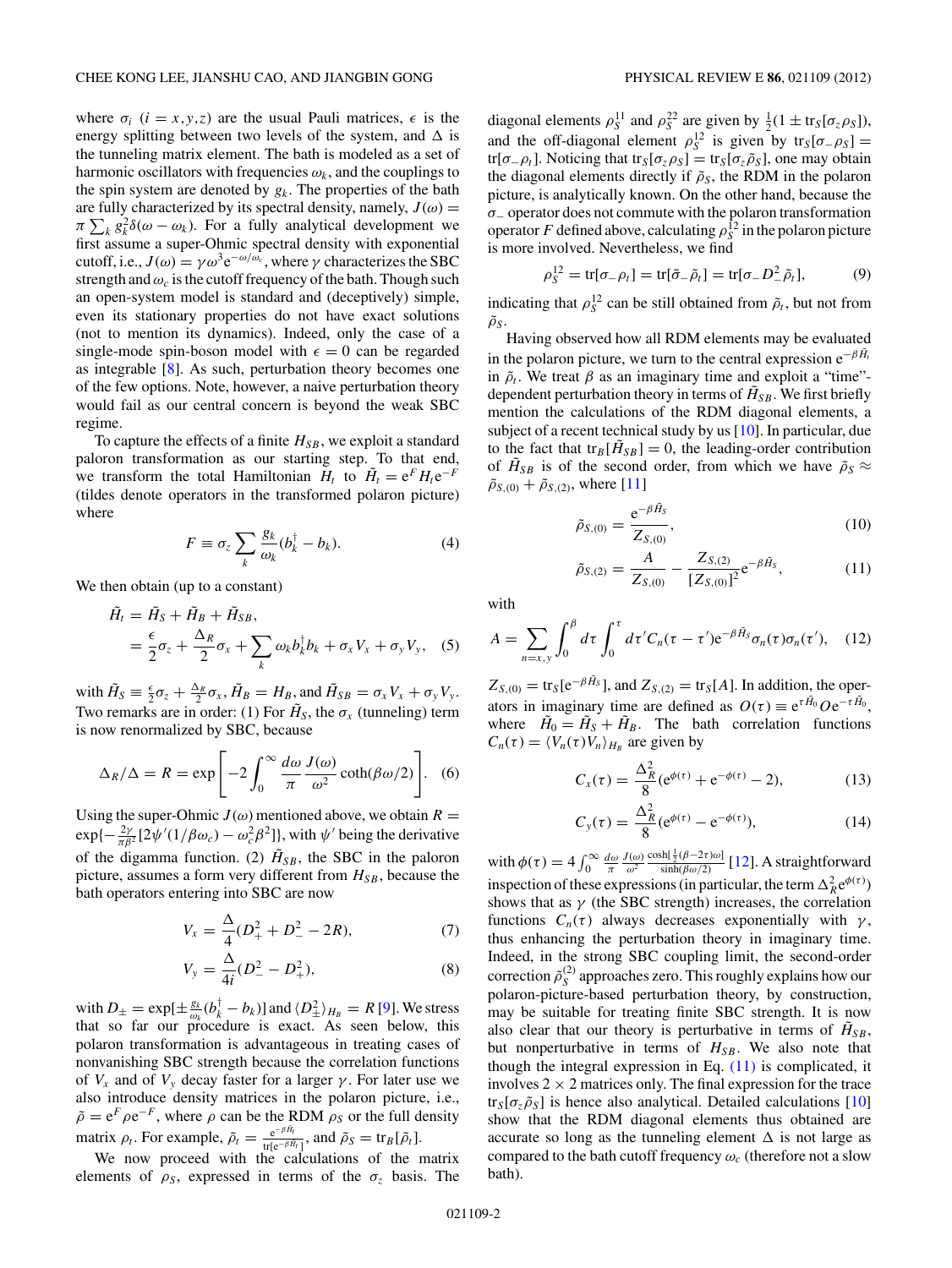where $\sigma_i$ ($i = x,y,z$) are the usual Pauli matrices, $\epsilon$ is the energy splitting between two levels of the system, and $\Delta$ is the tunneling matrix element. The bath is modeled as a set of harmonic oscillators with frequencies $\omega_k$, and the couplings to the spin system are denoted by $g_k$. The properties of the bath are fully characterized by its spectral density, namely, $J(\omega) = \pi \sum_k g_k^2 \delta(\omega - \omega_k)$. For a fully analytical development we first assume a super-Ohmic spectral density with exponential cutoff, i.e., $J(\omega) = \gamma \omega^3 e^{-\omega/\omega_c}$, where $\gamma$ characterizes the SBC strength and $\omega_c$ is the cutoff frequency of the bath. Though such an open-system model is standard and (deceptively) simple, even its stationary properties do not have exact solutions (not to mention its dynamics). Indeed, only the case of a single-mode spin-boson model with $\epsilon = 0$ can be regarded as integrable [8]. As such, perturbation theory becomes one of the few options. Note, however, a naive perturbation theory would fail as our central concern is beyond the weak SBC regime.

To capture the effects of a finite $H_{SB}$, we exploit a standard paloron transformation as our starting step. To that end, we transform the total Hamiltonian $H_t$ to $\tilde{H}_t = e^F H_t e^{-F}$ (tildes denote operators in the transformed polaron picture) where

$$F \equiv \sigma_z \sum_k \frac{g_k}{\omega_k}(b_k^\dagger - b_k). \tag{4}$$

We then obtain (up to a constant)

$$\begin{aligned} \tilde{H}_t &= \tilde{H}_S + \tilde{H}_B + \tilde{H}_{SB}, \\ &= \frac{\epsilon}{2}\sigma_z + \frac{\Delta_R}{2}\sigma_x + \sum_k \omega_k b_k^\dagger b_k + \sigma_x V_x + \sigma_y V_y, \end{aligned} \tag{5}$$

with $\tilde{H}_S \equiv \frac{\epsilon}{2}\sigma_z + \frac{\Delta_R}{2}\sigma_x$, $\tilde{H}_B = H_B$, and $\tilde{H}_{SB} = \sigma_x V_x + \sigma_y V_y$. Two remarks are in order: (1) For $\tilde{H}_S$, the $\sigma_x$ (tunneling) term is now renormalized by SBC, because

$$\Delta_R/\Delta = R = \exp\left[-2\int_0^\infty \frac{d\omega}{\pi}\frac{J(\omega)}{\omega^2}\coth(\beta\omega/2)\right]. \tag{6}$$

Using the super-Ohmic $J(\omega)$ mentioned above, we obtain $R = \exp\{-\frac{2\gamma}{\pi\beta^2}[2\psi'(1/\beta\omega_c) - \omega_c^2\beta^2]\}$, with $\psi'$ being the derivative of the digamma function. (2) $\tilde{H}_{SB}$, the SBC in the paloron picture, assumes a form very different from $H_{SB}$, because the bath operators entering into SBC are now

$$V_x = \frac{\Delta}{4}(D_+^2 + D_-^2 - 2R), \tag{7}$$

$$V_y = \frac{\Delta}{4i}(D_-^2 - D_+^2), \tag{8}$$

with $D_\pm = \exp[\pm \frac{g_k}{\omega_k}(b_k^\dagger - b_k)]$ and $\langle D_\pm^2 \rangle_{H_B} = R$ [9]. We stress that so far our procedure is exact. As seen below, this polaron transformation is advantageous in treating cases of nonvanishing SBC strength because the correlation functions of $V_x$ and of $V_y$ decay faster for a larger $\gamma$. For later use we also introduce density matrices in the polaron picture, i.e., $\tilde{\rho} = e^F \rho e^{-F}$, where $\rho$ can be the RDM $\rho_S$ or the full density matrix $\rho_t$. For example, $\tilde{\rho}_t = \frac{e^{-\beta\tilde{H}_t}}{\mathrm{tr}[e^{-\beta\tilde{H}_t}]}$, and $\tilde{\rho}_S = \mathrm{tr}_B[\tilde{\rho}_t]$.

We now proceed with the calculations of the matrix elements of $\rho_S$, expressed in terms of the $\sigma_z$ basis. The diagonal elements $\rho_S^{11}$ and $\rho_S^{22}$ are given by $\frac{1}{2}(1 \pm \mathrm{tr}_S[\sigma_z\rho_S])$, and the off-diagonal element $\rho_S^{12}$ is given by $\mathrm{tr}_S[\sigma_-\rho_S] = \mathrm{tr}[\sigma_-\rho_t]$. Noticing that $\mathrm{tr}_S[\sigma_z\rho_S] = \mathrm{tr}_S[\sigma_z\tilde{\rho}_S]$, one may obtain the diagonal elements directly if $\tilde{\rho}_S$, the RDM in the polaron picture, is analytically known. On the other hand, because the $\sigma_-$ operator does not commute with the polaron transformation operator $F$ defined above, calculating $\rho_S^{12}$ in the polaron picture is more involved. Nevertheless, we find

$$\rho_S^{12} = \mathrm{tr}[\sigma_-\rho_t] = \mathrm{tr}[\tilde{\sigma}_-\tilde{\rho}_t] = \mathrm{tr}[\sigma_- D_-^2 \tilde{\rho}_t], \tag{9}$$

indicating that $\rho_S^{12}$ can be still obtained from $\tilde{\rho}_t$, but not from $\tilde{\rho}_S$.

Having observed how all RDM elements may be evaluated in the polaron picture, we turn to the central expression $e^{-\beta\tilde{H}_t}$ in $\tilde{\rho}_t$. We treat $\beta$ as an imaginary time and exploit a "time"-dependent perturbation theory in terms of $\tilde{H}_{SB}$. We first briefly mention the calculations of the RDM diagonal elements, a subject of a recent technical study by us [10]. In particular, due to the fact that $\mathrm{tr}_B[\tilde{H}_{SB}] = 0$, the leading-order contribution of $\tilde{H}_{SB}$ is of the second order, from which we have $\tilde{\rho}_S \approx \tilde{\rho}_{S,(0)} + \tilde{\rho}_{S,(2)}$, where [11]

$$\tilde{\rho}_{S,(0)} = \frac{e^{-\beta\tilde{H}_S}}{Z_{S,(0)}}, \tag{10}$$

$$\tilde{\rho}_{S,(2)} = \frac{A}{Z_{S,(0)}} - \frac{Z_{S,(2)}}{[Z_{S,(0)}]^2}e^{-\beta\tilde{H}_S}, \tag{11}$$

with

$$A = \sum_{n=x,y}\int_0^\beta d\tau \int_0^\tau d\tau' C_n(\tau - \tau')e^{-\beta\tilde{H}_S}\sigma_n(\tau)\sigma_n(\tau'), \tag{12}$$

$Z_{S,(0)} = \mathrm{tr}_S[e^{-\beta\tilde{H}_S}]$, and $Z_{S,(2)} = \mathrm{tr}_S[A]$. In addition, the operators in imaginary time are defined as $O(\tau) \equiv e^{\tau\tilde{H}_0}Oe^{-\tau\tilde{H}_0}$, where $\tilde{H}_0 = \tilde{H}_S + \tilde{H}_B$. The bath correlation functions $C_n(\tau) = \langle V_n(\tau)V_n\rangle_{H_B}$ are given by

$$C_x(\tau) = \frac{\Delta_R^2}{8}(e^{\phi(\tau)} + e^{-\phi(\tau)} - 2), \tag{13}$$

$$C_y(\tau) = \frac{\Delta_R^2}{8}(e^{\phi(\tau)} - e^{-\phi(\tau)}), \tag{14}$$

with $\phi(\tau) = 4\int_0^\infty \frac{d\omega}{\pi}\frac{J(\omega)}{\omega^2}\frac{\cosh[\frac{1}{2}(\beta - 2\tau)\omega]}{\sinh(\beta\omega/2)}$ [12]. A straightforward inspection of these expressions (in particular, the term $\Delta_R^2 e^{\phi(\tau)}$) shows that as $\gamma$ (the SBC strength) increases, the correlation functions $C_n(\tau)$ always decreases exponentially with $\gamma$, thus enhancing the perturbation theory in imaginary time. Indeed, in the strong SBC coupling limit, the second-order correction $\tilde{\rho}_S^{(2)}$ approaches zero. This roughly explains how our polaron-picture-based perturbation theory, by construction, may be suitable for treating finite SBC strength. It is now also clear that our theory is perturbative in terms of $\tilde{H}_{SB}$, but nonperturbative in terms of $H_{SB}$. We also note that though the integral expression in Eq. (11) is complicated, it involves $2 \times 2$ matrices only. The final expression for the trace $\mathrm{tr}_S[\sigma_z\tilde{\rho}_S]$ is hence also analytical. Detailed calculations [10] show that the RDM diagonal elements thus obtained are accurate so long as the tunneling element $\Delta$ is not large as compared to the bath cutoff frequency $\omega_c$ (therefore not a slow bath).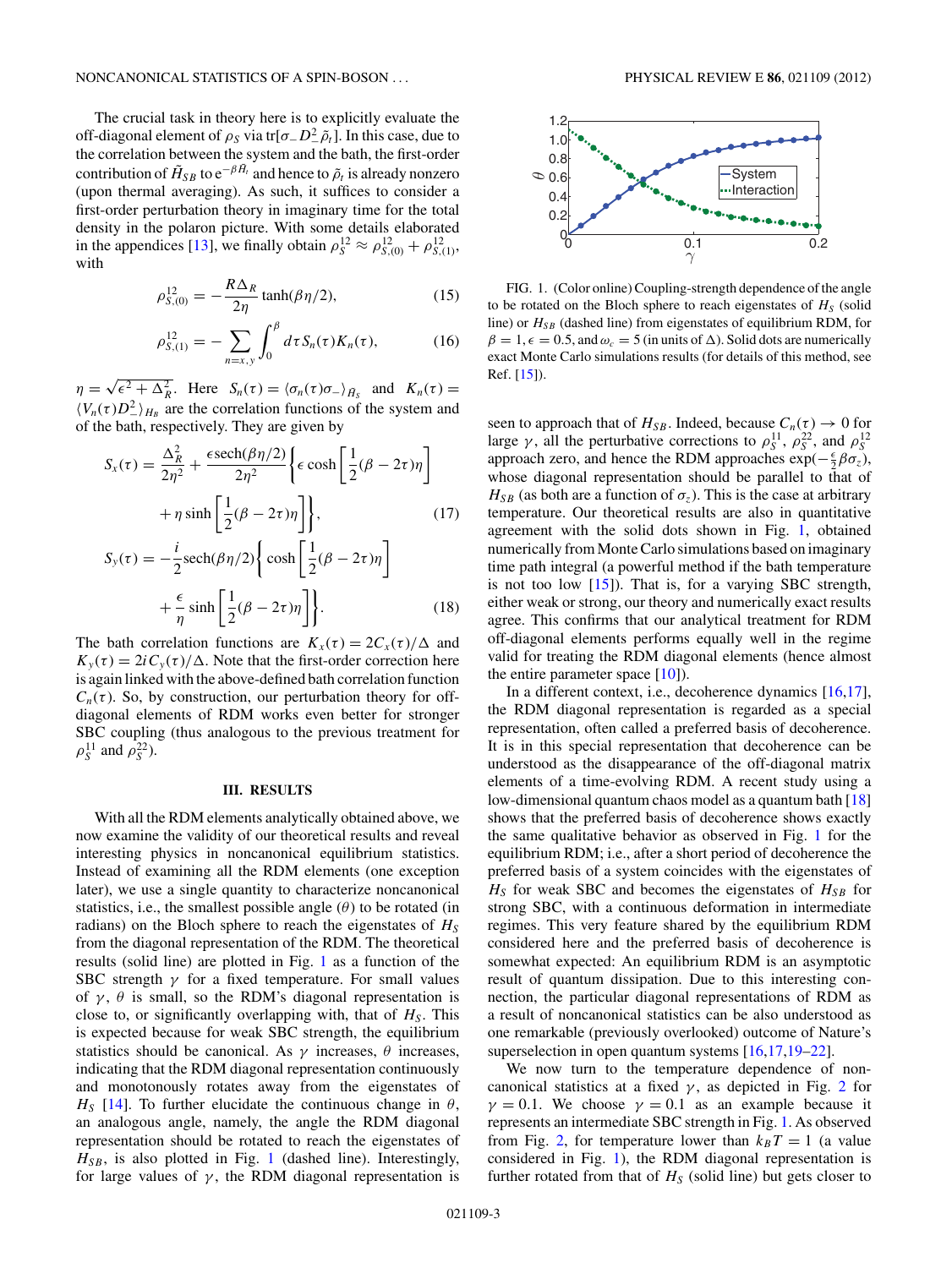The crucial task in theory here is to explicitly evaluate the off-diagonal element of $\rho_S$ via $\mathrm{tr}[\sigma_- D_-^2 \tilde{\rho}_t]$. In this case, due to the correlation between the system and the bath, the first-order contribution of $\tilde{H}_{SB}$ to $e^{-\beta \tilde{H}_t}$ and hence to $\tilde{\rho}_t$ is already nonzero (upon thermal averaging). As such, it suffices to consider a first-order perturbation theory in imaginary time for the total density in the polaron picture. With some details elaborated in the appendices [13], we finally obtain $\rho_S^{12} \approx \rho_{S,(0)}^{12} + \rho_{S,(1)}^{12}$, with

$$\rho_{S,(0)}^{12} = -\frac{R\Delta_R}{2\eta}\tanh(\beta\eta/2), \tag{15}$$

$$\rho_{S,(1)}^{12} = -\sum_{n=x,y}\int_0^\beta d\tau\, S_n(\tau)K_n(\tau), \tag{16}$$

$\eta = \sqrt{\epsilon^2 + \Delta_R^2}$. Here $S_n(\tau) = \langle \sigma_n(\tau)\sigma_-\rangle_{\bar{H}_S}$ and $K_n(\tau) = \langle V_n(\tau)D_-^2\rangle_{H_B}$ are the correlation functions of the system and of the bath, respectively. They are given by

$$S_x(\tau) = \frac{\Delta_R^2}{2\eta^2} + \frac{\epsilon\,\mathrm{sech}(\beta\eta/2)}{2\eta^2}\left\{\epsilon\cosh\left[\frac{1}{2}(\beta - 2\tau)\eta\right] + \eta\sinh\left[\frac{1}{2}(\beta - 2\tau)\eta\right]\right\}, \tag{17}$$

$$S_y(\tau) = -\frac{i}{2}\mathrm{sech}(\beta\eta/2)\left\{\cosh\left[\frac{1}{2}(\beta - 2\tau)\eta\right] + \frac{\epsilon}{\eta}\sinh\left[\frac{1}{2}(\beta - 2\tau)\eta\right]\right\}. \tag{18}$$

The bath correlation functions are $K_x(\tau) = 2C_x(\tau)/\Delta$ and $K_y(\tau) = 2iC_y(\tau)/\Delta$. Note that the first-order correction here is again linked with the above-defined bath correlation function $C_n(\tau)$. So, by construction, our perturbation theory for off-diagonal elements of RDM works even better for stronger SBC coupling (thus analogous to the previous treatment for $\rho_S^{11}$ and $\rho_S^{22}$).

### III. RESULTS

With all the RDM elements analytically obtained above, we now examine the validity of our theoretical results and reveal interesting physics in noncanonical equilibrium statistics. Instead of examining all the RDM elements (one exception later), we use a single quantity to characterize noncanonical statistics, i.e., the smallest possible angle ($\theta$) to be rotated (in radians) on the Bloch sphere to reach the eigenstates of $H_S$ from the diagonal representation of the RDM. The theoretical results (solid line) are plotted in Fig. 1 as a function of the SBC strength $\gamma$ for a fixed temperature. For small values of $\gamma$, $\theta$ is small, so the RDM's diagonal representation is close to, or significantly overlapping with, that of $H_S$. This is expected because for weak SBC strength, the equilibrium statistics should be canonical. As $\gamma$ increases, $\theta$ increases, indicating that the RDM diagonal representation continuously and monotonously rotates away from the eigenstates of $H_S$ [14]. To further elucidate the continuous change in $\theta$, an analogous angle, namely, the angle the RDM diagonal representation should be rotated to reach the eigenstates of $H_{SB}$, is also plotted in Fig. 1 (dashed line). Interestingly, for large values of $\gamma$, the RDM diagonal representation is seen to approach that of $H_{SB}$. Indeed, because $C_n(\tau) \to 0$ for large $\gamma$, all the perturbative corrections to $\rho_S^{11}$, $\rho_S^{22}$, and $\rho_S^{12}$ approach zero, and hence the RDM approaches $\exp(-\frac{\epsilon}{2}\beta\sigma_z)$, whose diagonal representation should be parallel to that of $H_{SB}$ (as both are a function of $\sigma_z$). This is the case at arbitrary temperature. Our theoretical results are also in quantitative agreement with the solid dots shown in Fig. 1, obtained numerically from Monte Carlo simulations based on imaginary time path integral (a powerful method if the bath temperature is not too low [15]). That is, for a varying SBC strength, either weak or strong, our theory and numerically exact results agree. This confirms that our analytical treatment for RDM off-diagonal elements performs equally well in the regime valid for treating the RDM diagonal elements (hence almost the entire parameter space [10]).

FIG. 1. (Color online) Coupling-strength dependence of the angle to be rotated on the Bloch sphere to reach eigenstates of $H_S$ (solid line) or $H_{SB}$ (dashed line) from eigenstates of equilibrium RDM, for $\beta = 1$, $\epsilon = 0.5$, and $\omega_c = 5$ (in units of $\Delta$). Solid dots are numerically exact Monte Carlo simulations results (for details of this method, see Ref. [15]).

In a different context, i.e., decoherence dynamics [16,17], the RDM diagonal representation is regarded as a special representation, often called a preferred basis of decoherence. It is in this special representation that decoherence can be understood as the disappearance of the off-diagonal matrix elements of a time-evolving RDM. A recent study using a low-dimensional quantum chaos model as a quantum bath [18] shows that the preferred basis of decoherence shows exactly the same qualitative behavior as observed in Fig. 1 for the equilibrium RDM; i.e., after a short period of decoherence the preferred basis of a system coincides with the eigenstates of $H_S$ for weak SBC and becomes the eigenstates of $H_{SB}$ for strong SBC, with a continuous deformation in intermediate regimes. This very feature shared by the equilibrium RDM considered here and the preferred basis of decoherence is somewhat expected: An equilibrium RDM is an asymptotic result of quantum dissipation. Due to this interesting connection, the particular diagonal representations of RDM as a result of noncanonical statistics can be also understood as one remarkable (previously overlooked) outcome of Nature's superselection in open quantum systems [16,17,19–22].

We now turn to the temperature dependence of noncanonical statistics at a fixed $\gamma$, as depicted in Fig. 2 for $\gamma = 0.1$. We choose $\gamma = 0.1$ as an example because it represents an intermediate SBC strength in Fig. 1. As observed from Fig. 2, for temperature lower than $k_B T = 1$ (a value considered in Fig. 1), the RDM diagonal representation is further rotated from that of $H_S$ (solid line) but gets closer to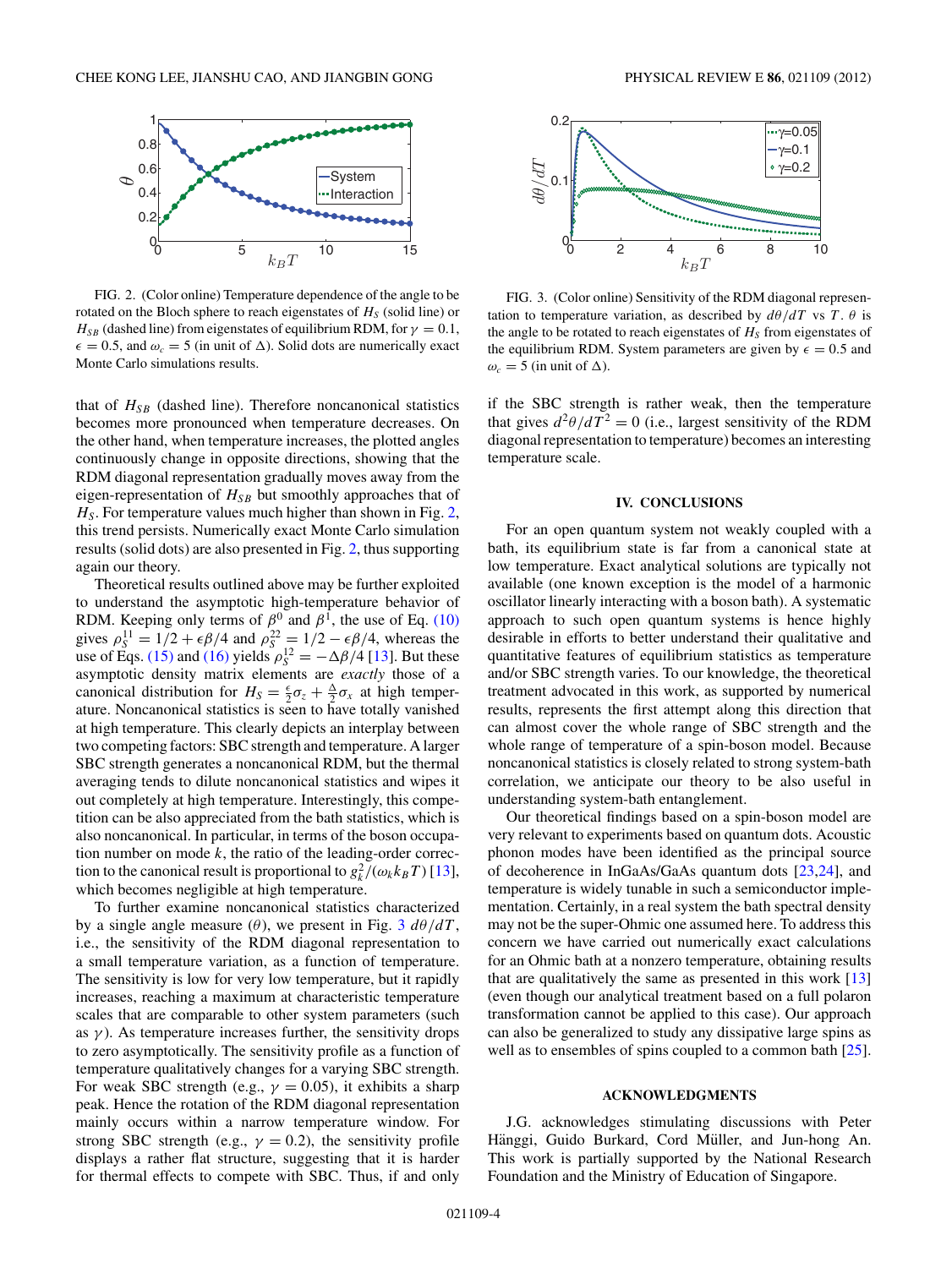1

0.8

0.6

$\theta$

0.4

0.2

0

0

5

10

15

$k_BT$

System

Interaction

FIG. 2. (Color online) Temperature dependence of the angle to be rotated on the Bloch sphere to reach eigenstates of $H_S$ (solid line) or $H_{SB}$ (dashed line) from eigenstates of equilibrium RDM, for $\gamma = 0.1$, $\epsilon = 0.5$, and $\omega_c = 5$ (in unit of $\Delta$). Solid dots are numerically exact Monte Carlo simulations results.

0.2

0.1

$d\theta/dT$

0

0

2

4

6

8

10

$k_BT$

$\gamma$=0.05

$\gamma$=0.1

$\gamma$=0.2

FIG. 3. (Color online) Sensitivity of the RDM diagonal representation to temperature variation, as described by $d\theta/dT$ vs $T$. $\theta$ is the angle to be rotated to reach eigenstates of $H_S$ from eigenstates of the equilibrium RDM. System parameters are given by $\epsilon = 0.5$ and $\omega_c = 5$ (in unit of $\Delta$).

that of $H_{SB}$ (dashed line). Therefore noncanonical statistics becomes more pronounced when temperature decreases. On the other hand, when temperature increases, the plotted angles continuously change in opposite directions, showing that the RDM diagonal representation gradually moves away from the eigen-representation of $H_{SB}$ but smoothly approaches that of $H_S$. For temperature values much higher than shown in Fig. 2, this trend persists. Numerically exact Monte Carlo simulation results (solid dots) are also presented in Fig. 2, thus supporting again our theory.

Theoretical results outlined above may be further exploited to understand the asymptotic high-temperature behavior of RDM. Keeping only terms of $\beta^0$ and $\beta^1$, the use of Eq. (10) gives $\rho_S^{11} = 1/2 + \epsilon\beta/4$ and $\rho_S^{22} = 1/2 - \epsilon\beta/4$, whereas the use of Eqs. (15) and (16) yields $\rho_S^{12} = -\Delta\beta/4$ [13]. But these asymptotic density matrix elements are *exactly* those of a canonical distribution for $H_S = \frac{\epsilon}{2}\sigma_z + \frac{\Delta}{2}\sigma_x$ at high temperature. Noncanonical statistics is seen to have totally vanished at high temperature. This clearly depicts an interplay between two competing factors: SBC strength and temperature. A larger SBC strength generates a noncanonical RDM, but the thermal averaging tends to dilute noncanonical statistics and wipes it out completely at high temperature. Interestingly, this competition can be also appreciated from the bath statistics, which is also noncanonical. In particular, in terms of the boson occupation number on mode $k$, the ratio of the leading-order correction to the canonical result is proportional to $g_k^2/(\omega_k k_B T)$ [13], which becomes negligible at high temperature.

To further examine noncanonical statistics characterized by a single angle measure ($\theta$), we present in Fig. 3 $d\theta/dT$, i.e., the sensitivity of the RDM diagonal representation to a small temperature variation, as a function of temperature. The sensitivity is low for very low temperature, but it rapidly increases, reaching a maximum at characteristic temperature scales that are comparable to other system parameters (such as $\gamma$). As temperature increases further, the sensitivity drops to zero asymptotically. The sensitivity profile as a function of temperature qualitatively changes for a varying SBC strength. For weak SBC strength (e.g., $\gamma = 0.05$), it exhibits a sharp peak. Hence the rotation of the RDM diagonal representation mainly occurs within a narrow temperature window. For strong SBC strength (e.g., $\gamma = 0.2$), the sensitivity profile displays a rather flat structure, suggesting that it is harder for thermal effects to compete with SBC. Thus, if and only if the SBC strength is rather weak, then the temperature that gives $d^2\theta/dT^2 = 0$ (i.e., largest sensitivity of the RDM diagonal representation to temperature) becomes an interesting temperature scale.

## IV. CONCLUSIONS

For an open quantum system not weakly coupled with a bath, its equilibrium state is far from a canonical state at low temperature. Exact analytical solutions are typically not available (one known exception is the model of a harmonic oscillator linearly interacting with a boson bath). A systematic approach to such open quantum systems is hence highly desirable in efforts to better understand their qualitative and quantitative features of equilibrium statistics as temperature and/or SBC strength varies. To our knowledge, the theoretical treatment advocated in this work, as supported by numerical results, represents the first attempt along this direction that can almost cover the whole range of SBC strength and the whole range of temperature of a spin-boson model. Because noncanonical statistics is closely related to strong system-bath correlation, we anticipate our theory to be also useful in understanding system-bath entanglement.

Our theoretical findings based on a spin-boson model are very relevant to experiments based on quantum dots. Acoustic phonon modes have been identified as the principal source of decoherence in InGaAs/GaAs quantum dots [23,24], and temperature is widely tunable in such a semiconductor implementation. Certainly, in a real system the bath spectral density may not be the super-Ohmic one assumed here. To address this concern we have carried out numerically exact calculations for an Ohmic bath at a nonzero temperature, obtaining results that are qualitatively the same as presented in this work [13] (even though our analytical treatment based on a full polaron transformation cannot be applied to this case). Our approach can also be generalized to study any dissipative large spins as well as to ensembles of spins coupled to a common bath [25].

## ACKNOWLEDGMENTS

J.G. acknowledges stimulating discussions with Peter Hänggi, Guido Burkard, Cord Müller, and Jun-hong An. This work is partially supported by the National Research Foundation and the Ministry of Education of Singapore.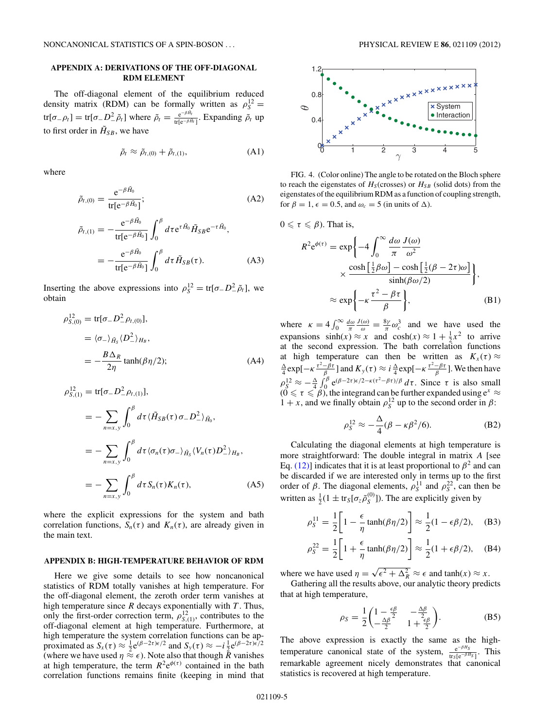## APPENDIX A: DERIVATIONS OF THE OFF-DIAGONAL RDM ELEMENT

The off-diagonal element of the equilibrium reduced density matrix (RDM) can be formally written as $\rho_S^{12} = \mathrm{tr}[\sigma_- \rho_t] = \mathrm{tr}[\sigma_- D_-^2 \tilde{\rho}_t]$ where $\tilde{\rho}_t = \frac{e^{-\beta \tilde{H}_t}}{\mathrm{tr}[e^{-\beta \tilde{H}_t}]}$. Expanding $\tilde{\rho}_t$ up to first order in $\tilde{H}_{SB}$, we have

$$\tilde{\rho}_t \approx \tilde{\rho}_{t,(0)} + \tilde{\rho}_{t,(1)}, \tag{A1}$$

where

$$\tilde{\rho}_{t,(0)} = \frac{e^{-\beta \tilde{H}_0}}{\mathrm{tr}[e^{-\beta \tilde{H}_0}]}; \tag{A2}$$

$$\begin{aligned}
\tilde{\rho}_{t,(1)} &= -\frac{e^{-\beta \tilde{H}_0}}{\mathrm{tr}[e^{-\beta \tilde{H}_0}]} \int_0^\beta d\tau e^{\tau \tilde{H}_0} \tilde{H}_{SB} e^{-\tau \tilde{H}_0}, \\
&= -\frac{e^{-\beta \tilde{H}_0}}{\mathrm{tr}[e^{-\beta \tilde{H}_0}]} \int_0^\beta d\tau \tilde{H}_{SB}(\tau).
\end{aligned} \tag{A3}$$

Inserting the above expressions into $\rho_S^{12} = \mathrm{tr}[\sigma_- D_-^2 \tilde{\rho}_t]$, we obtain

$$\begin{aligned}
\rho_{S,(0)}^{12} &= \mathrm{tr}[\sigma_- D_-^2 \rho_{t,(0)}], \\
&= \langle \sigma_- \rangle_{\tilde{H}_S} \langle D_-^2 \rangle_{H_B}, \\
&= -\frac{B\Delta_R}{2\eta} \tanh(\beta\eta/2);
\end{aligned} \tag{A4}$$

$$\begin{aligned}
\rho_{S,(1)}^{12} &= \mathrm{tr}[\sigma_- D_-^2 \rho_{t,(1)}], \\
&= -\sum_{n=x,y} \int_0^\beta d\tau \langle \tilde{H}_{SB}(\tau) \sigma_- D_-^2 \rangle_{\tilde{H}_0}, \\
&= -\sum_{n=x,y} \int_0^\beta d\tau \langle \sigma_n(\tau) \sigma_- \rangle_{\tilde{H}_S} \langle V_n(\tau) D_-^2 \rangle_{H_B}, \\
&= -\sum_{n=x,y} \int_0^\beta d\tau S_n(\tau) K_n(\tau),
\end{aligned} \tag{A5}$$

where the explicit expressions for the system and bath correlation functions, $S_n(\tau)$ and $K_n(\tau)$, are already given in the main text.

## APPENDIX B: HIGH-TEMPERATURE BEHAVIOR OF RDM

Here we give some details to see how noncanonical statistics of RDM totally vanishes at high temperature. For the off-diagonal element, the zeroth order term vanishes at high temperature since $R$ decays exponentially with $T$. Thus, only the first-order correction term, $\rho_{S,(1)}^{12}$, contributes to the off-diagonal element at high temperature. Furthermore, at high temperature the system correlation functions can be approximated as $S_x(\tau) \approx \frac{1}{2} e^{(\beta - 2\tau)\epsilon/2}$ and $S_y(\tau) \approx -i \frac{1}{2} e^{(\beta - 2\tau)\epsilon/2}$ (where we have used $\eta \approx \epsilon$). Note also that though $R$ vanishes at high temperature, the term $R^2 e^{\phi(\tau)}$ contained in the bath correlation functions remains finite (keeping in mind that $0 \leqslant \tau \leqslant \beta$). That is,

$$\begin{aligned}
R^2 e^{\phi(\tau)} &= \exp\left\{ -4 \int_0^\infty \frac{d\omega}{\pi} \frac{J(\omega)}{\omega^2} \right. \\
&\quad \times \left. \frac{\cosh\left[\frac{1}{2}\beta\omega\right] - \cosh\left[\frac{1}{2}(\beta - 2\tau)\omega\right]}{\sinh(\beta\omega/2)} \right\}, \\
&\approx \exp\left\{ -\kappa \frac{\tau^2 - \beta\tau}{\beta} \right\},
\end{aligned} \tag{B1}$$

where $\kappa = 4 \int_0^\infty \frac{d\omega}{\pi} \frac{J(\omega)}{\omega} = \frac{8\gamma}{\pi} \omega_c^3$ and we have used the expansions $\sinh(x) \approx x$ and $\cosh(x) \approx 1 + \frac{1}{2}x^2$ to arrive at the second expression. The bath correlation functions at high temperature can then be written as $K_x(\tau) \approx \frac{\Delta}{4} \exp[-\kappa \frac{\tau^2 - \beta\tau}{\beta}]$ and $K_y(\tau) \approx i \frac{\Delta}{4} \exp[-\kappa \frac{\tau^2 - \beta\tau}{\beta}]$. We then have $\rho_S^{12} \approx -\frac{\Delta}{4} \int_0^\beta e^{(\beta - 2\tau)\epsilon/2 - \kappa(\tau^2 - \beta\tau)/\beta} d\tau$. Since $\tau$ is also small ($0 \leqslant \tau \leqslant \beta$), the integrand can be further expanded using $e^x \approx 1 + x$, and we finally obtain $\rho_S^{12}$ up to the second order in $\beta$:

$$\rho_S^{12} \approx -\frac{\Delta}{4}(\beta - \kappa\beta^2/6). \tag{B2}$$

Calculating the diagonal elements at high temperature is more straightforward: The double integral in matrix $A$ [see Eq. (12)] indicates that it is at least proportional to $\beta^2$ and can be discarded if we are interested only in terms up to the first order of $\beta$. The diagonal elements, $\rho_S^{11}$ and $\rho_S^{22}$, can then be written as $\frac{1}{2}(1 \pm \mathrm{tr}_S[\sigma_z \tilde{\rho}_S^{(0)}])$. The are explicitly given by

$$\rho_S^{11} = \frac{1}{2}\left[1 - \frac{\epsilon}{\eta}\tanh(\beta\eta/2)\right] \approx \frac{1}{2}(1 - \epsilon\beta/2), \tag{B3}$$

$$\rho_S^{22} = \frac{1}{2}\left[1 + \frac{\epsilon}{\eta}\tanh(\beta\eta/2)\right] \approx \frac{1}{2}(1 + \epsilon\beta/2), \tag{B4}$$

where we have used $\eta = \sqrt{\epsilon^2 + \Delta_R^2} \approx \epsilon$ and $\tanh(x) \approx x$.

Gathering all the results above, our analytic theory predicts that at high temperature,

$$\rho_S = \frac{1}{2}\begin{pmatrix} 1 - \frac{\epsilon\beta}{2} & -\frac{\Delta\beta}{2} \\ -\frac{\Delta\beta}{2} & 1 + \frac{\epsilon\beta}{2} \end{pmatrix}. \tag{B5}$$

The above expression is exactly the same as the high-temperature canonical state of the system, $\frac{e^{-\beta H_S}}{\mathrm{tr}_S[e^{-\beta H_S}]}$. This remarkable agreement nicely demonstrates that canonical statistics is recovered at high temperature.

FIG. 4. (Color online) The angle to be rotated on the Bloch sphere to reach the eigenstates of $H_S$(crosses) or $H_{SB}$ (solid dots) from the eigenstates of the equilibrium RDM as a function of coupling strength, for $\beta = 1$, $\epsilon = 0.5$, and $\omega_c = 5$ (in units of $\Delta$).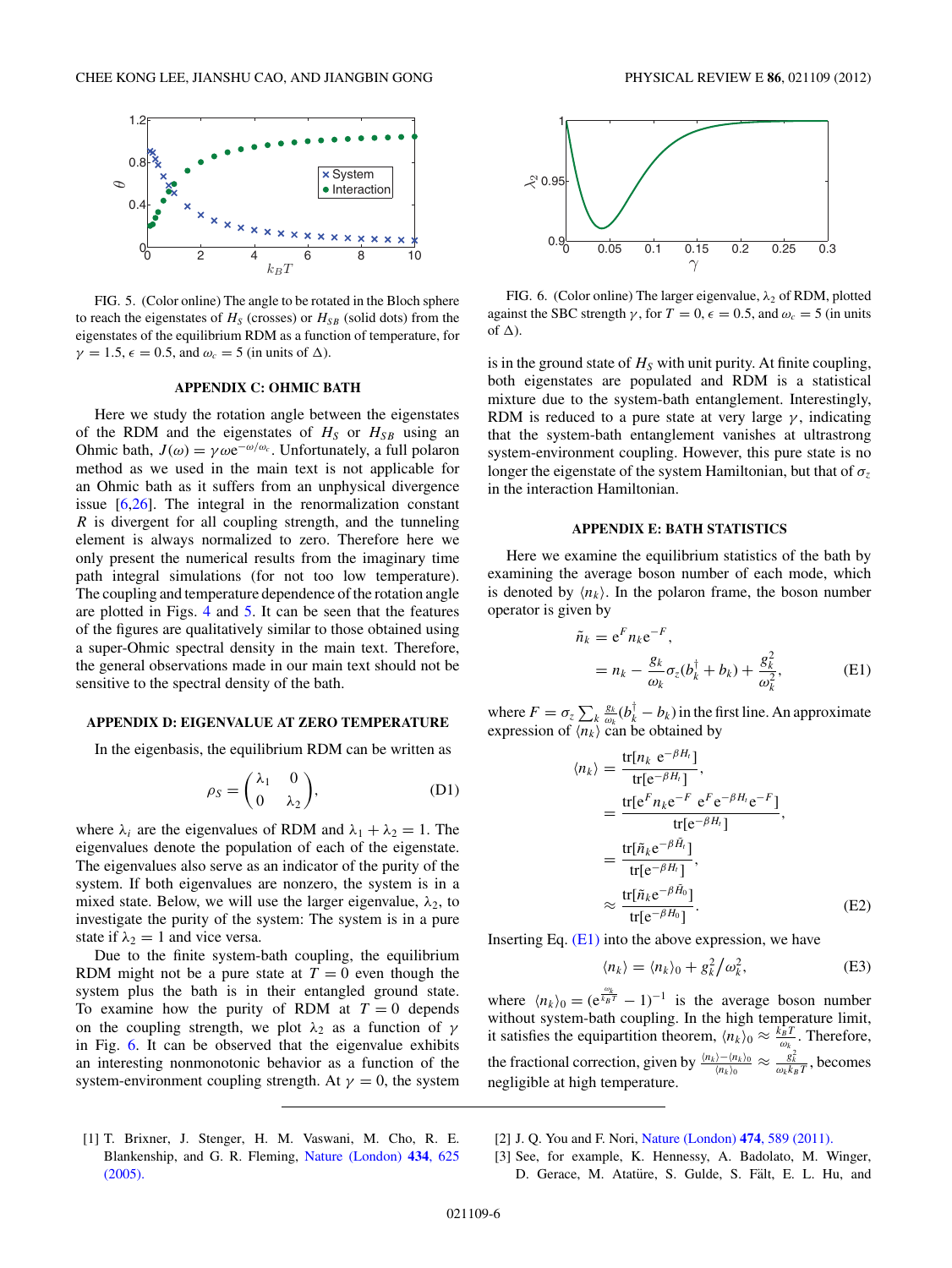FIG. 5. (Color online) The angle to be rotated in the Bloch sphere to reach the eigenstates of $H_S$ (crosses) or $H_{SB}$ (solid dots) from the eigenstates of the equilibrium RDM as a function of temperature, for $\gamma = 1.5$, $\epsilon = 0.5$, and $\omega_c = 5$ (in units of $\Delta$).

## APPENDIX C: OHMIC BATH

Here we study the rotation angle between the eigenstates of the RDM and the eigenstates of $H_S$ or $H_{SB}$ using an Ohmic bath, $J(\omega) = \gamma\omega e^{-\omega/\omega_c}$. Unfortunately, a full polaron method as we used in the main text is not applicable for an Ohmic bath as it suffers from an unphysical divergence issue [6,26]. The integral in the renormalization constant $R$ is divergent for all coupling strength, and the tunneling element is always normalized to zero. Therefore here we only present the numerical results from the imaginary time path integral simulations (for not too low temperature). The coupling and temperature dependence of the rotation angle are plotted in Figs. 4 and 5. It can be seen that the features of the figures are qualitatively similar to those obtained using a super-Ohmic spectral density in the main text. Therefore, the general observations made in our main text should not be sensitive to the spectral density of the bath.

## APPENDIX D: EIGENVALUE AT ZERO TEMPERATURE

In the eigenbasis, the equilibrium RDM can be written as

$$\rho_S = \begin{pmatrix} \lambda_1 & 0 \\ 0 & \lambda_2 \end{pmatrix}, \tag{D1}$$

where $\lambda_i$ are the eigenvalues of RDM and $\lambda_1 + \lambda_2 = 1$. The eigenvalues denote the population of each of the eigenstate. The eigenvalues also serve as an indicator of the purity of the system. If both eigenvalues are nonzero, the system is in a mixed state. Below, we will use the larger eigenvalue, $\lambda_2$, to investigate the purity of the system: The system is in a pure state if $\lambda_2 = 1$ and vice versa.

Due to the finite system-bath coupling, the equilibrium RDM might not be a pure state at $T = 0$ even though the system plus the bath is in their entangled ground state. To examine how the purity of RDM at $T = 0$ depends on the coupling strength, we plot $\lambda_2$ as a function of $\gamma$ in Fig. 6. It can be observed that the eigenvalue exhibits an interesting nonmonotonic behavior as a function of the system-environment coupling strength. At $\gamma = 0$, the system is in the ground state of $H_S$ with unit purity. At finite coupling, both eigenstates are populated and RDM is a statistical mixture due to the system-bath entanglement. Interestingly, RDM is reduced to a pure state at very large $\gamma$, indicating that the system-bath entanglement vanishes at ultrastrong system-environment coupling. However, this pure state is no longer the eigenstate of the system Hamiltonian, but that of $\sigma_z$ in the interaction Hamiltonian.

FIG. 6. (Color online) The larger eigenvalue, $\lambda_2$ of RDM, plotted against the SBC strength $\gamma$, for $T = 0$, $\epsilon = 0.5$, and $\omega_c = 5$ (in units of $\Delta$).

## APPENDIX E: BATH STATISTICS

Here we examine the equilibrium statistics of the bath by examining the average boson number of each mode, which is denoted by $\langle n_k \rangle$. In the polaron frame, the boson number operator is given by

$$\begin{aligned} \tilde{n}_k &= e^F n_k e^{-F}, \\ &= n_k - \frac{g_k}{\omega_k}\sigma_z(b_k^\dagger + b_k) + \frac{g_k^2}{\omega_k^2}, \end{aligned} \tag{E1}$$

where $F = \sigma_z \sum_k \frac{g_k}{\omega_k}(b_k^\dagger - b_k)$ in the first line. An approximate expression of $\langle n_k \rangle$ can be obtained by

$$\begin{aligned} \langle n_k \rangle &= \frac{\mathrm{tr}[n_k \, e^{-\beta H_t}]}{\mathrm{tr}[e^{-\beta H_t}]}, \\ &= \frac{\mathrm{tr}[e^F n_k e^{-F} \, e^F e^{-\beta H_t} e^{-F}]}{\mathrm{tr}[e^{-\beta H_t}]}, \\ &= \frac{\mathrm{tr}[\tilde{n}_k e^{-\beta \tilde{H}_t}]}{\mathrm{tr}[e^{-\beta H_t}]}, \\ &\approx \frac{\mathrm{tr}[\tilde{n}_k e^{-\beta \tilde{H}_0}]}{\mathrm{tr}[e^{-\beta H_0}]}. \end{aligned} \tag{E2}$$

Inserting Eq. (E1) into the above expression, we have

$$\langle n_k \rangle = \langle n_k \rangle_0 + g_k^2 / \omega_k^2, \tag{E3}$$

where $\langle n_k \rangle_0 = (e^{\frac{\omega_k}{k_B T}} - 1)^{-1}$ is the average boson number without system-bath coupling. In the high temperature limit, it satisfies the equipartition theorem, $\langle n_k \rangle_0 \approx \frac{k_B T}{\omega_k}$. Therefore, the fractional correction, given by $\frac{\langle n_k \rangle - \langle n_k \rangle_0}{\langle n_k \rangle_0} \approx \frac{g_k^2}{\omega_k k_B T}$, becomes negligible at high temperature.

[1] T. Brixner, J. Stenger, H. M. Vaswani, M. Cho, R. E. Blankenship, and G. R. Fleming, Nature (London) **434**, 625 (2005).

[2] J. Q. You and F. Nori, Nature (London) **474**, 589 (2011).

[3] See, for example, K. Hennessy, A. Badolato, M. Winger, D. Gerace, M. Atatüre, S. Gulde, S. Fält, E. L. Hu, and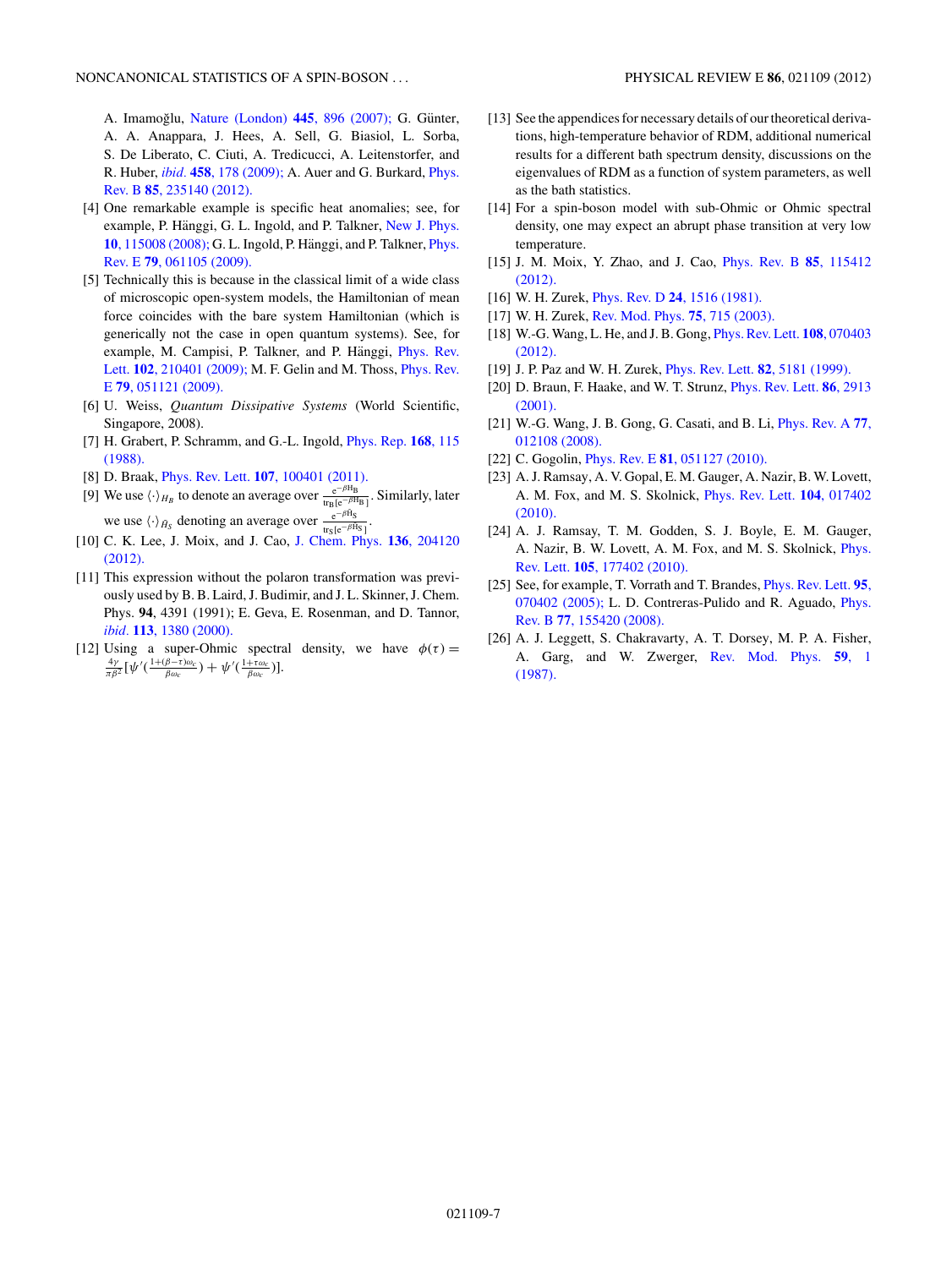A. Imamoğlu, Nature (London) **445**, 896 (2007); G. Günter, A. A. Anappara, J. Hees, A. Sell, G. Biasiol, L. Sorba, S. De Liberato, C. Ciuti, A. Tredicucci, A. Leitenstorfer, and R. Huber, *ibid.* **458**, 178 (2009); A. Auer and G. Burkard, Phys. Rev. B **85**, 235140 (2012).

[4] One remarkable example is specific heat anomalies; see, for example, P. Hänggi, G. L. Ingold, and P. Talkner, New J. Phys. **10**, 115008 (2008); G. L. Ingold, P. Hänggi, and P. Talkner, Phys. Rev. E **79**, 061105 (2009).

[5] Technically this is because in the classical limit of a wide class of microscopic open-system models, the Hamiltonian of mean force coincides with the bare system Hamiltonian (which is generically not the case in open quantum systems). See, for example, M. Campisi, P. Talkner, and P. Hänggi, Phys. Rev. Lett. **102**, 210401 (2009); M. F. Gelin and M. Thoss, Phys. Rev. E **79**, 051121 (2009).

[6] U. Weiss, *Quantum Dissipative Systems* (World Scientific, Singapore, 2008).

[7] H. Grabert, P. Schramm, and G.-L. Ingold, Phys. Rep. **168**, 115 (1988).

[8] D. Braak, Phys. Rev. Lett. **107**, 100401 (2011).

[9] We use $\langle\cdot\rangle_{H_B}$ to denote an average over $\frac{e^{-\beta H_B}}{\mathrm{tr}_B[e^{-\beta H_B}]}$. Similarly, later we use $\langle\cdot\rangle_{\tilde{H}_S}$ denoting an average over $\frac{e^{-\beta \tilde{H}_S}}{\mathrm{tr}_S[e^{-\beta \tilde{H}_S}]}$.

[10] C. K. Lee, J. Moix, and J. Cao, J. Chem. Phys. **136**, 204120 (2012).

[11] This expression without the polaron transformation was previously used by B. B. Laird, J. Budimir, and J. L. Skinner, J. Chem. Phys. **94**, 4391 (1991); E. Geva, E. Rosenman, and D. Tannor, *ibid.* **113**, 1380 (2000).

[12] Using a super-Ohmic spectral density, we have $\phi(\tau) = \frac{4\gamma}{\pi\beta^2}[\psi'(\frac{1+(\beta-\tau)\omega_c}{\beta\omega_c}) + \psi'(\frac{1+\tau\omega_c}{\beta\omega_c})]$.

[13] See the appendices for necessary details of our theoretical derivations, high-temperature behavior of RDM, additional numerical results for a different bath spectrum density, discussions on the eigenvalues of RDM as a function of system parameters, as well as the bath statistics.

[14] For a spin-boson model with sub-Ohmic or Ohmic spectral density, one may expect an abrupt phase transition at very low temperature.

[15] J. M. Moix, Y. Zhao, and J. Cao, Phys. Rev. B **85**, 115412 (2012).

[16] W. H. Zurek, Phys. Rev. D **24**, 1516 (1981).

[17] W. H. Zurek, Rev. Mod. Phys. **75**, 715 (2003).

[18] W.-G. Wang, L. He, and J. B. Gong, Phys. Rev. Lett. **108**, 070403 (2012).

[19] J. P. Paz and W. H. Zurek, Phys. Rev. Lett. **82**, 5181 (1999).

[20] D. Braun, F. Haake, and W. T. Strunz, Phys. Rev. Lett. **86**, 2913 (2001).

[21] W.-G. Wang, J. B. Gong, G. Casati, and B. Li, Phys. Rev. A **77**, 012108 (2008).

[22] C. Gogolin, Phys. Rev. E **81**, 051127 (2010).

[23] A. J. Ramsay, A. V. Gopal, E. M. Gauger, A. Nazir, B. W. Lovett, A. M. Fox, and M. S. Skolnick, Phys. Rev. Lett. **104**, 017402 (2010).

[24] A. J. Ramsay, T. M. Godden, S. J. Boyle, E. M. Gauger, A. Nazir, B. W. Lovett, A. M. Fox, and M. S. Skolnick, Phys. Rev. Lett. **105**, 177402 (2010).

[25] See, for example, T. Vorrath and T. Brandes, Phys. Rev. Lett. **95**, 070402 (2005); L. D. Contreras-Pulido and R. Aguado, Phys. Rev. B **77**, 155420 (2008).

[26] A. J. Leggett, S. Chakravarty, A. T. Dorsey, M. P. A. Fisher, A. Garg, and W. Zwerger, Rev. Mod. Phys. **59**, 1 (1987).